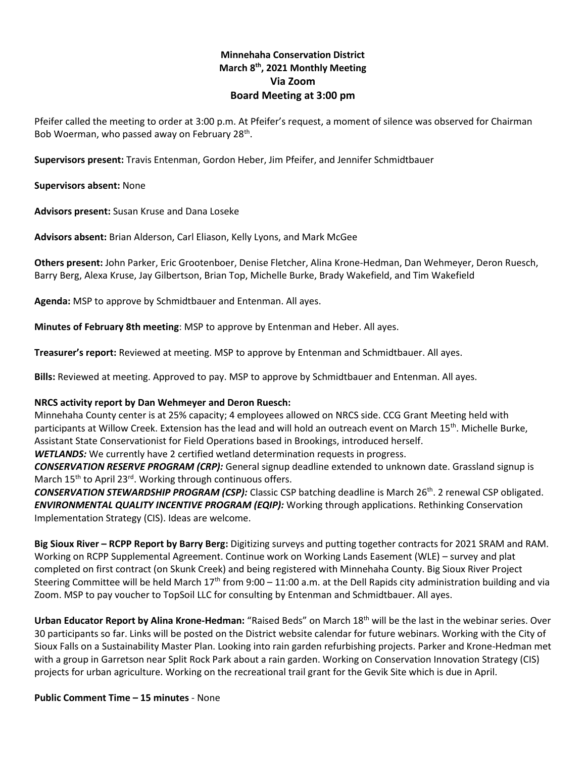**Minnehaha Conservation District**
**March 8th, 2021 Monthly Meeting**
**Via Zoom**
**Board Meeting at 3:00 pm**

Pfeifer called the meeting to order at 3:00 p.m. At Pfeifer's request, a moment of silence was observed for Chairman Bob Woerman, who passed away on February 28th.

**Supervisors present:** Travis Entenman, Gordon Heber, Jim Pfeifer, and Jennifer Schmidtbauer

**Supervisors absent:** None

**Advisors present:** Susan Kruse and Dana Loseke

**Advisors absent:** Brian Alderson, Carl Eliason, Kelly Lyons, and Mark McGee

**Others present:** John Parker, Eric Grootenboer, Denise Fletcher, Alina Krone-Hedman, Dan Wehmeyer, Deron Ruesch, Barry Berg, Alexa Kruse, Jay Gilbertson, Brian Top, Michelle Burke, Brady Wakefield, and Tim Wakefield

**Agenda:** MSP to approve by Schmidtbauer and Entenman. All ayes.

**Minutes of February 8th meeting**: MSP to approve by Entenman and Heber. All ayes.

**Treasurer's report:** Reviewed at meeting. MSP to approve by Entenman and Schmidtbauer. All ayes.

**Bills:** Reviewed at meeting. Approved to pay. MSP to approve by Schmidtbauer and Entenman. All ayes.

**NRCS activity report by Dan Wehmeyer and Deron Ruesch:**
Minnehaha County center is at 25% capacity; 4 employees allowed on NRCS side. CCG Grant Meeting held with participants at Willow Creek. Extension has the lead and will hold an outreach event on March 15th. Michelle Burke, Assistant State Conservationist for Field Operations based in Brookings, introduced herself.
***WETLANDS:*** We currently have 2 certified wetland determination requests in progress.
***CONSERVATION RESERVE PROGRAM (CRP):*** General signup deadline extended to unknown date. Grassland signup is March 15th to April 23rd. Working through continuous offers.
***CONSERVATION STEWARDSHIP PROGRAM (CSP):*** Classic CSP batching deadline is March 26th. 2 renewal CSP obligated.
***ENVIRONMENTAL QUALITY INCENTIVE PROGRAM (EQIP):*** Working through applications. Rethinking Conservation Implementation Strategy (CIS). Ideas are welcome.

**Big Sioux River – RCPP Report by Barry Berg:** Digitizing surveys and putting together contracts for 2021 SRAM and RAM. Working on RCPP Supplemental Agreement. Continue work on Working Lands Easement (WLE) – survey and plat completed on first contract (on Skunk Creek) and being registered with Minnehaha County. Big Sioux River Project Steering Committee will be held March 17th from 9:00 – 11:00 a.m. at the Dell Rapids city administration building and via Zoom. MSP to pay voucher to TopSoil LLC for consulting by Entenman and Schmidtbauer. All ayes.

**Urban Educator Report by Alina Krone-Hedman:** "Raised Beds" on March 18th will be the last in the webinar series. Over 30 participants so far. Links will be posted on the District website calendar for future webinars. Working with the City of Sioux Falls on a Sustainability Master Plan. Looking into rain garden refurbishing projects. Parker and Krone-Hedman met with a group in Garretson near Split Rock Park about a rain garden. Working on Conservation Innovation Strategy (CIS) projects for urban agriculture. Working on the recreational trail grant for the Gevik Site which is due in April.

**Public Comment Time – 15 minutes** - None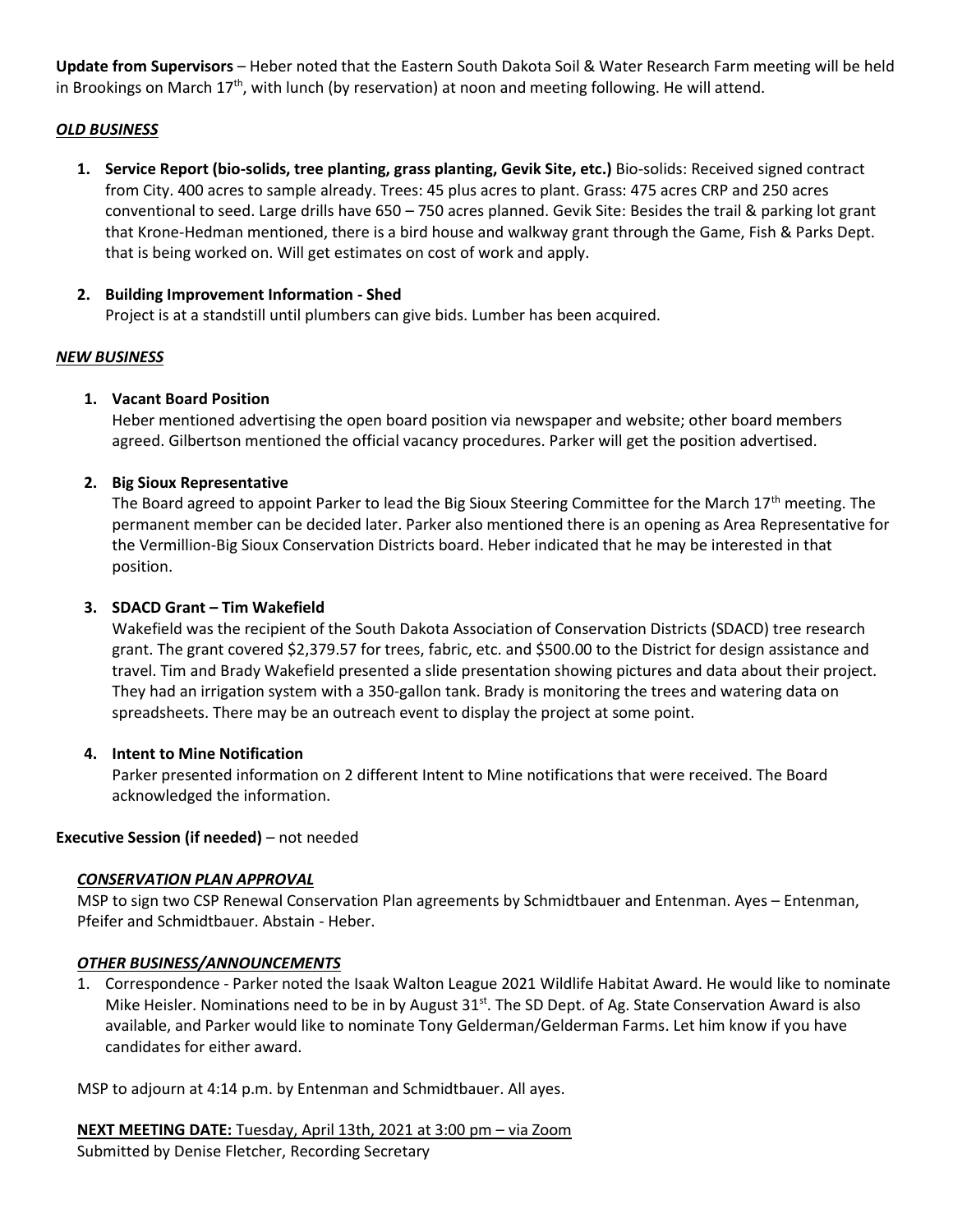**Update from Supervisors** – Heber noted that the Eastern South Dakota Soil & Water Research Farm meeting will be held in Brookings on March 17th, with lunch (by reservation) at noon and meeting following. He will attend.

***OLD BUSINESS***

1. **Service Report (bio-solids, tree planting, grass planting, Gevik Site, etc.)** Bio-solids: Received signed contract from City. 400 acres to sample already. Trees: 45 plus acres to plant. Grass: 475 acres CRP and 250 acres conventional to seed. Large drills have 650 – 750 acres planned. Gevik Site: Besides the trail & parking lot grant that Krone-Hedman mentioned, there is a bird house and walkway grant through the Game, Fish & Parks Dept. that is being worked on. Will get estimates on cost of work and apply.

2. **Building Improvement Information - Shed**
   Project is at a standstill until plumbers can give bids. Lumber has been acquired.

***NEW BUSINESS***

1. **Vacant Board Position**
   Heber mentioned advertising the open board position via newspaper and website; other board members agreed. Gilbertson mentioned the official vacancy procedures. Parker will get the position advertised.

2. **Big Sioux Representative**
   The Board agreed to appoint Parker to lead the Big Sioux Steering Committee for the March 17th meeting. The permanent member can be decided later. Parker also mentioned there is an opening as Area Representative for the Vermillion-Big Sioux Conservation Districts board. Heber indicated that he may be interested in that position.

3. **SDACD Grant – Tim Wakefield**
   Wakefield was the recipient of the South Dakota Association of Conservation Districts (SDACD) tree research grant. The grant covered $2,379.57 for trees, fabric, etc. and $500.00 to the District for design assistance and travel. Tim and Brady Wakefield presented a slide presentation showing pictures and data about their project. They had an irrigation system with a 350-gallon tank. Brady is monitoring the trees and watering data on spreadsheets. There may be an outreach event to display the project at some point.

4. **Intent to Mine Notification**
   Parker presented information on 2 different Intent to Mine notifications that were received. The Board acknowledged the information.

**Executive Session (if needed)** – not needed

***CONSERVATION PLAN APPROVAL***

MSP to sign two CSP Renewal Conservation Plan agreements by Schmidtbauer and Entenman. Ayes – Entenman, Pfeifer and Schmidtbauer. Abstain - Heber.

***OTHER BUSINESS/ANNOUNCEMENTS***

1. Correspondence - Parker noted the Isaak Walton League 2021 Wildlife Habitat Award. He would like to nominate Mike Heisler. Nominations need to be in by August 31st. The SD Dept. of Ag. State Conservation Award is also available, and Parker would like to nominate Tony Gelderman/Gelderman Farms. Let him know if you have candidates for either award.

MSP to adjourn at 4:14 p.m. by Entenman and Schmidtbauer. All ayes.

**NEXT MEETING DATE:** Tuesday, April 13th, 2021 at 3:00 pm – via Zoom

Submitted by Denise Fletcher, Recording Secretary